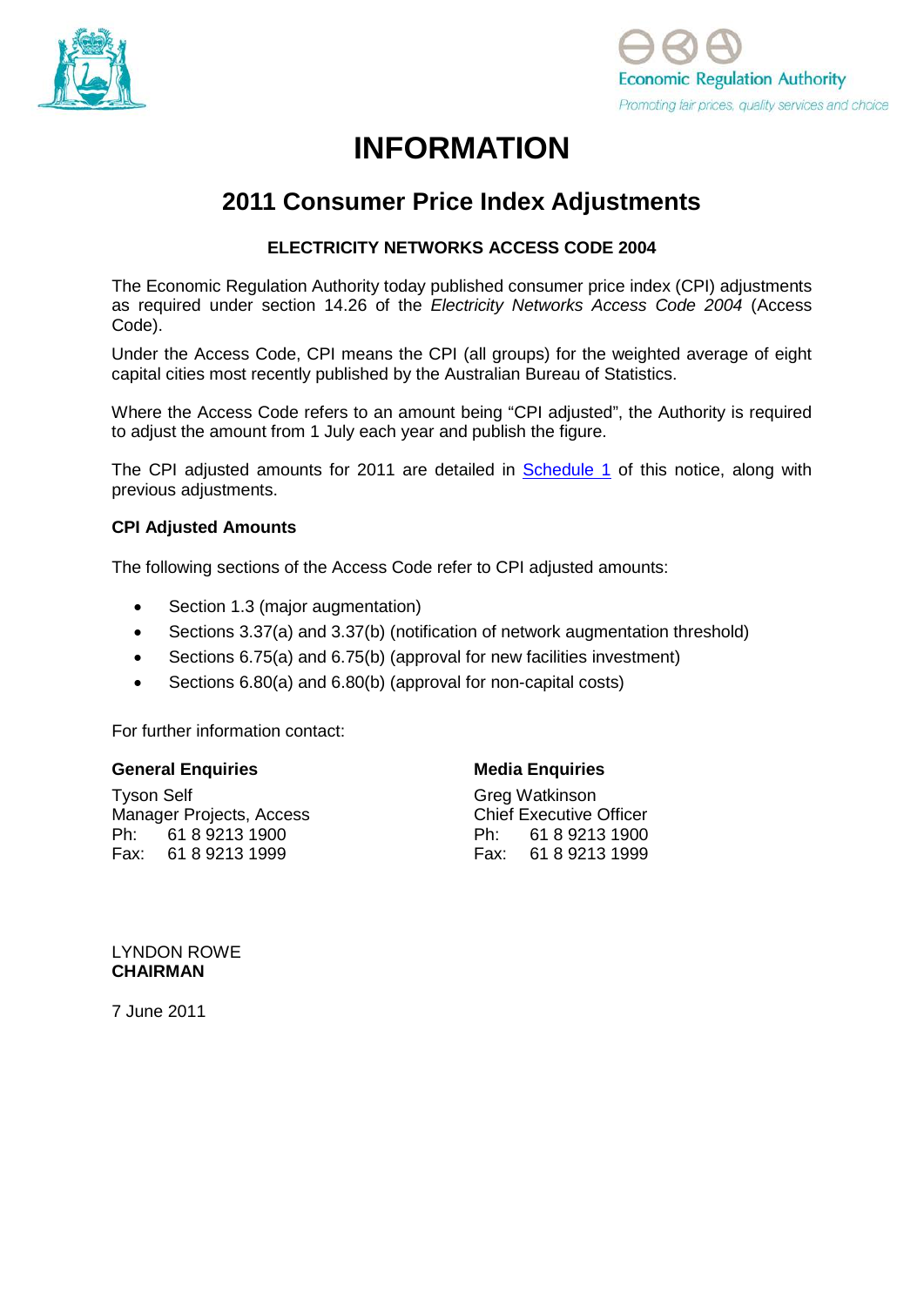Economic Regulation Authority

Promoting fair prices, quality services and choice

# INFORMATION

## 2011 Consumer Price Index Adjustments

### ELECTRICITY NETWORKS ACCESS CODE 2004

The Economic Regulation Authority today published consumer price index (CPI) adjustments as required under section 14.26 of the *Electricity Networks Access Code 2004* (Access Code).

Under the Access Code, CPI means the CPI (all groups) for the weighted average of eight capital cities most recently published by the Australian Bureau of Statistics.

Where the Access Code refers to an amount being "CPI adjusted", the Authority is required to adjust the amount from 1 July each year and publish the figure.

The CPI adjusted amounts for 2011 are detailed in Schedule 1 of this notice, along with previous adjustments.

**CPI Adjusted Amounts**

The following sections of the Access Code refer to CPI adjusted amounts:

- Section 1.3 (major augmentation)
- Sections 3.37(a) and 3.37(b) (notification of network augmentation threshold)
- Sections 6.75(a) and 6.75(b) (approval for new facilities investment)
- Sections 6.80(a) and 6.80(b) (approval for non-capital costs)

For further information contact:

**General Enquiries**

Tyson Self
Manager Projects, Access
Ph: 61 8 9213 1900
Fax: 61 8 9213 1999

**Media Enquiries**

Greg Watkinson
Chief Executive Officer
Ph: 61 8 9213 1900
Fax: 61 8 9213 1999

LYNDON ROWE
**CHAIRMAN**

7 June 2011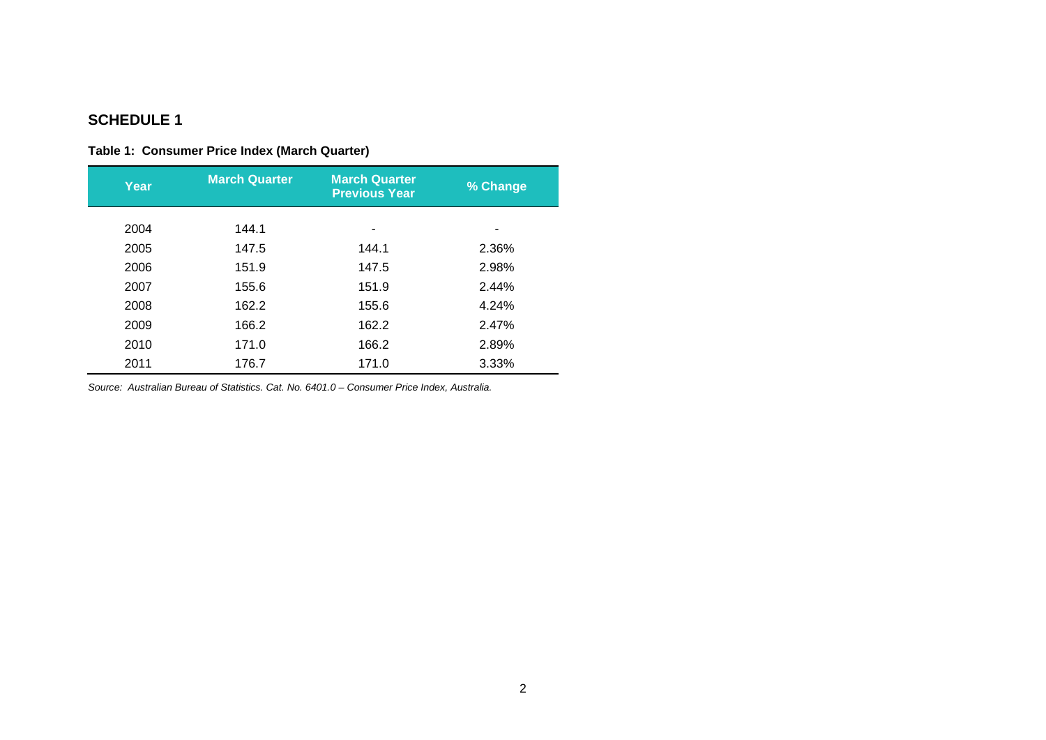## SCHEDULE 1

**Table 1: Consumer Price Index (March Quarter)**

| Year | March Quarter | March Quarter Previous Year | % Change |
|---|---|---|---|
| 2004 | 144.1 | - | - |
| 2005 | 147.5 | 144.1 | 2.36% |
| 2006 | 151.9 | 147.5 | 2.98% |
| 2007 | 155.6 | 151.9 | 2.44% |
| 2008 | 162.2 | 155.6 | 4.24% |
| 2009 | 166.2 | 162.2 | 2.47% |
| 2010 | 171.0 | 166.2 | 2.89% |
| 2011 | 176.7 | 171.0 | 3.33% |

*Source: Australian Bureau of Statistics. Cat. No. 6401.0 – Consumer Price Index, Australia.*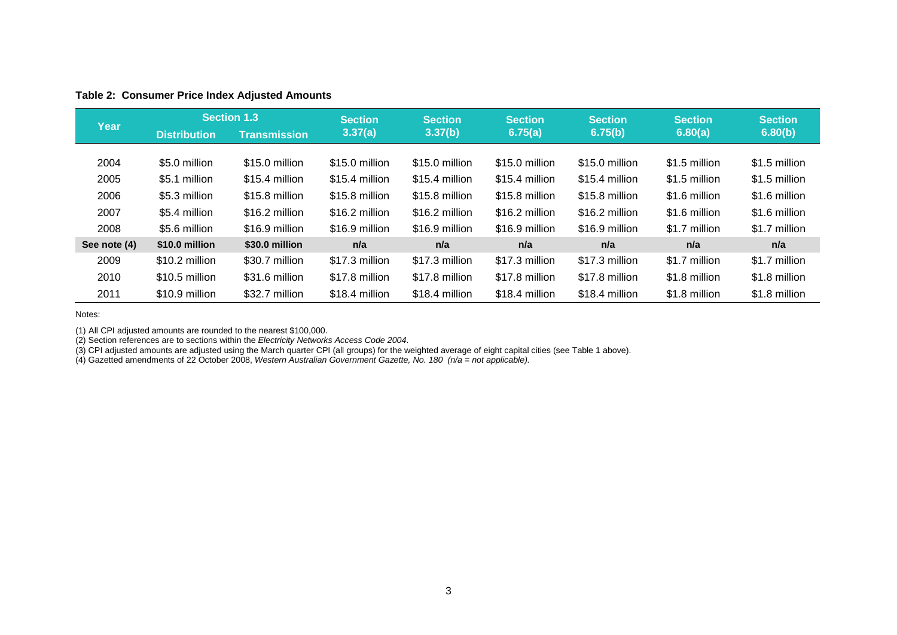**Table 2: Consumer Price Index Adjusted Amounts**

| Year | Section 1.3 | | Section 3.37(a) | Section 3.37(b) | Section 6.75(a) | Section 6.75(b) | Section 6.80(a) | Section 6.80(b) |
|---|---|---|---|---|---|---|---|---|
| | Distribution | Transmission | | | | | | |
| 2004 | $5.0 million | $15.0 million | $15.0 million | $15.0 million | $15.0 million | $15.0 million | $1.5 million | $1.5 million |
| 2005 | $5.1 million | $15.4 million | $15.4 million | $15.4 million | $15.4 million | $15.4 million | $1.5 million | $1.5 million |
| 2006 | $5.3 million | $15.8 million | $15.8 million | $15.8 million | $15.8 million | $15.8 million | $1.6 million | $1.6 million |
| 2007 | $5.4 million | $16.2 million | $16.2 million | $16.2 million | $16.2 million | $16.2 million | $1.6 million | $1.6 million |
| 2008 | $5.6 million | $16.9 million | $16.9 million | $16.9 million | $16.9 million | $16.9 million | $1.7 million | $1.7 million |
| **See note (4)** | **$10.0 million** | **$30.0 million** | **n/a** | **n/a** | **n/a** | **n/a** | **n/a** | **n/a** |
| 2009 | $10.2 million | $30.7 million | $17.3 million | $17.3 million | $17.3 million | $17.3 million | $1.7 million | $1.7 million |
| 2010 | $10.5 million | $31.6 million | $17.8 million | $17.8 million | $17.8 million | $17.8 million | $1.8 million | $1.8 million |
| 2011 | $10.9 million | $32.7 million | $18.4 million | $18.4 million | $18.4 million | $18.4 million | $1.8 million | $1.8 million |

Notes:

(1) All CPI adjusted amounts are rounded to the nearest $100,000.
(2) Section references are to sections within the *Electricity Networks Access Code 2004*.
(3) CPI adjusted amounts are adjusted using the March quarter CPI (all groups) for the weighted average of eight capital cities (see Table 1 above).
(4) Gazetted amendments of 22 October 2008, *Western Australian Government Gazette, No. 180 (n/a = not applicable).*